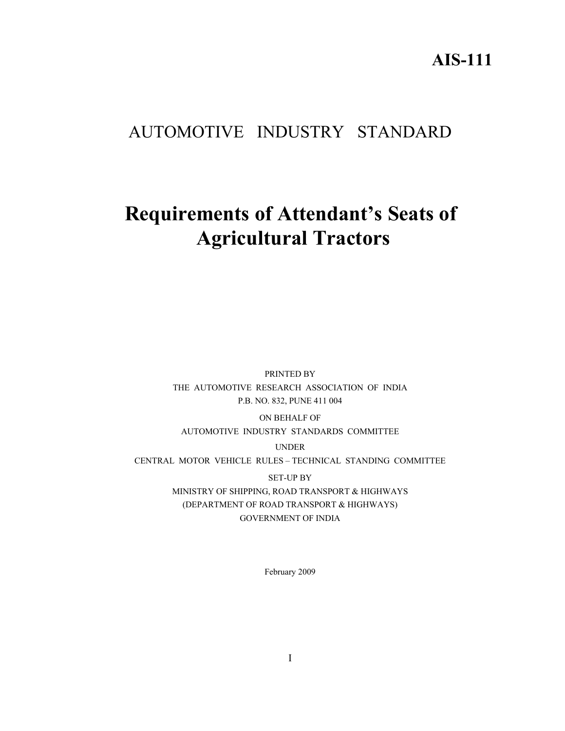**AIS-111**

# AUTOMOTIVE INDUSTRY STANDARD

# Requirements of Attendant's Seats of Agricultural Tractors

PRINTED BY

THE AUTOMOTIVE RESEARCH ASSOCIATION OF INDIA

P.B. NO. 832, PUNE 411 004

ON BEHALF OF

AUTOMOTIVE INDUSTRY STANDARDS COMMITTEE

UNDER

CENTRAL MOTOR VEHICLE RULES – TECHNICAL STANDING COMMITTEE

SET-UP BY

MINISTRY OF SHIPPING, ROAD TRANSPORT & HIGHWAYS

(DEPARTMENT OF ROAD TRANSPORT & HIGHWAYS)

GOVERNMENT OF INDIA

February 2009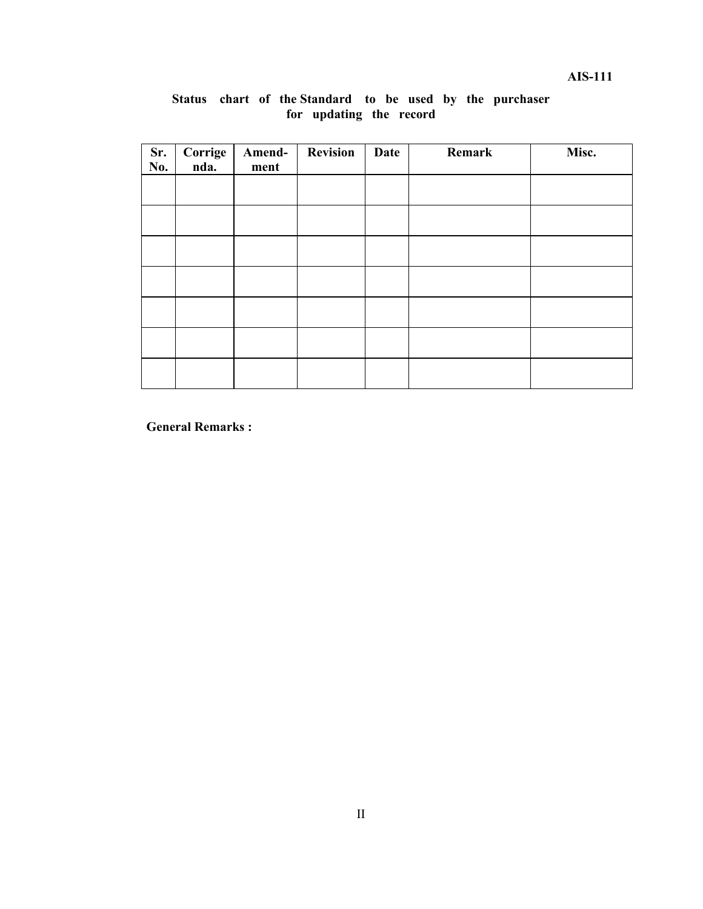**Status chart of the Standard to be used by the purchaser for updating the record**

| Sr. No. | Corrigenda. | Amend-ment | Revision | Date | Remark | Misc. |
|---|---|---|---|---|---|---|
| | | | | | | |
| | | | | | | |
| | | | | | | |
| | | | | | | |
| | | | | | | |
| | | | | | | |
| | | | | | | |

**General Remarks :**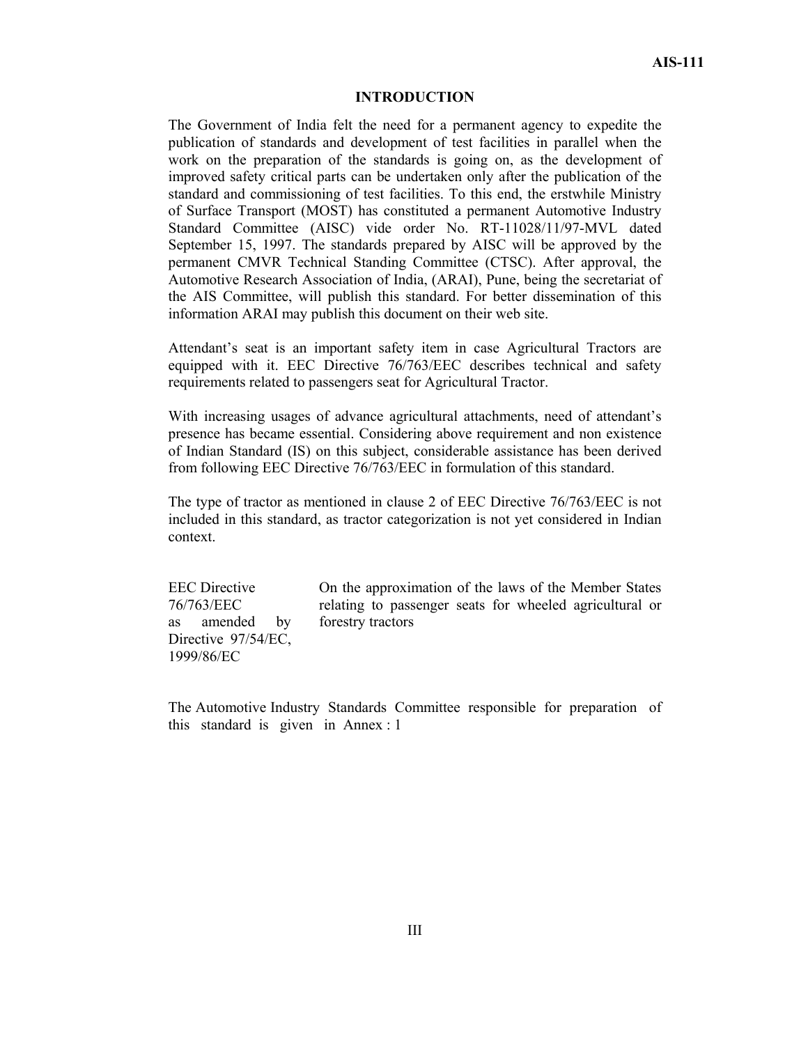## INTRODUCTION

The Government of India felt the need for a permanent agency to expedite the publication of standards and development of test facilities in parallel when the work on the preparation of the standards is going on, as the development of improved safety critical parts can be undertaken only after the publication of the standard and commissioning of test facilities. To this end, the erstwhile Ministry of Surface Transport (MOST) has constituted a permanent Automotive Industry Standard Committee (AISC) vide order No. RT-11028/11/97-MVL dated September 15, 1997. The standards prepared by AISC will be approved by the permanent CMVR Technical Standing Committee (CTSC). After approval, the Automotive Research Association of India, (ARAI), Pune, being the secretariat of the AIS Committee, will publish this standard. For better dissemination of this information ARAI may publish this document on their web site.

Attendant's seat is an important safety item in case Agricultural Tractors are equipped with it. EEC Directive 76/763/EEC describes technical and safety requirements related to passengers seat for Agricultural Tractor.

With increasing usages of advance agricultural attachments, need of attendant's presence has became essential. Considering above requirement and non existence of Indian Standard (IS) on this subject, considerable assistance has been derived from following EEC Directive 76/763/EEC in formulation of this standard.

The type of tractor as mentioned in clause 2 of EEC Directive 76/763/EEC is not included in this standard, as tractor categorization is not yet considered in Indian context.

| | |
|---|---|
| EEC Directive 76/763/EEC as amended by Directive 97/54/EC, 1999/86/EC | On the approximation of the laws of the Member States relating to passenger seats for wheeled agricultural or forestry tractors |

The Automotive Industry Standards Committee responsible for preparation of this standard is given in Annex : 1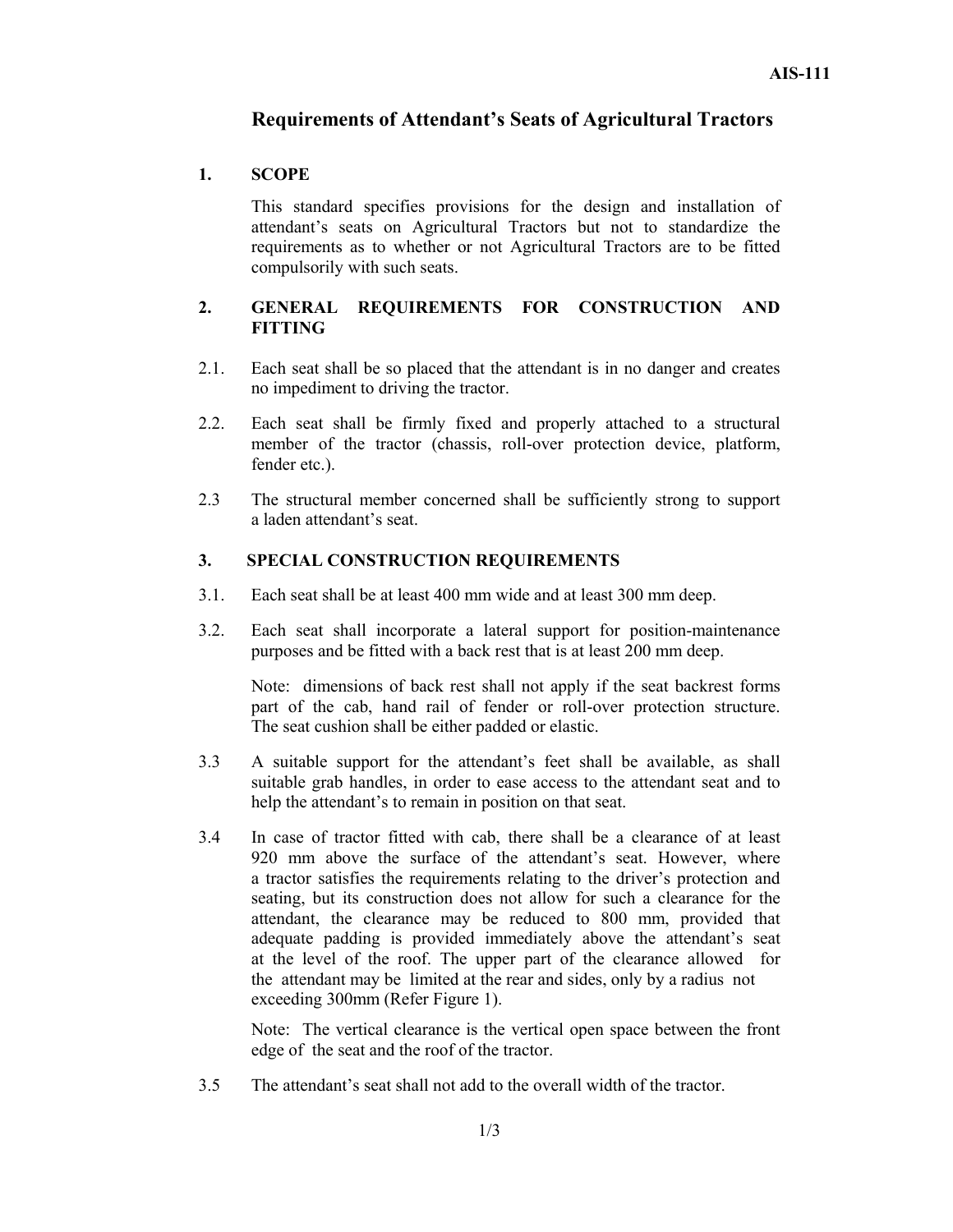# Requirements of Attendant's Seats of Agricultural Tractors

## 1. SCOPE

This standard specifies provisions for the design and installation of attendant's seats on Agricultural Tractors but not to standardize the requirements as to whether or not Agricultural Tractors are to be fitted compulsorily with such seats.

## 2. GENERAL REQUIREMENTS FOR CONSTRUCTION AND FITTING

2.1. Each seat shall be so placed that the attendant is in no danger and creates no impediment to driving the tractor.

2.2. Each seat shall be firmly fixed and properly attached to a structural member of the tractor (chassis, roll-over protection device, platform, fender etc.).

2.3 The structural member concerned shall be sufficiently strong to support a laden attendant's seat.

## 3. SPECIAL CONSTRUCTION REQUIREMENTS

3.1. Each seat shall be at least 400 mm wide and at least 300 mm deep.

3.2. Each seat shall incorporate a lateral support for position-maintenance purposes and be fitted with a back rest that is at least 200 mm deep.

Note: dimensions of back rest shall not apply if the seat backrest forms part of the cab, hand rail of fender or roll-over protection structure. The seat cushion shall be either padded or elastic.

3.3 A suitable support for the attendant's feet shall be available, as shall suitable grab handles, in order to ease access to the attendant seat and to help the attendant's to remain in position on that seat.

3.4 In case of tractor fitted with cab, there shall be a clearance of at least 920 mm above the surface of the attendant's seat. However, where a tractor satisfies the requirements relating to the driver's protection and seating, but its construction does not allow for such a clearance for the attendant, the clearance may be reduced to 800 mm, provided that adequate padding is provided immediately above the attendant's seat at the level of the roof. The upper part of the clearance allowed for the attendant may be limited at the rear and sides, only by a radius not exceeding 300mm (Refer Figure 1).

Note: The vertical clearance is the vertical open space between the front edge of the seat and the roof of the tractor.

3.5 The attendant's seat shall not add to the overall width of the tractor.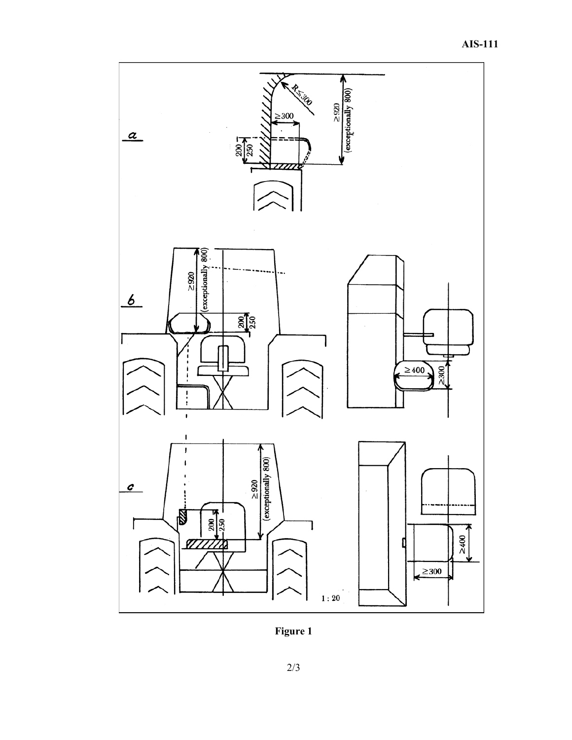Figure 1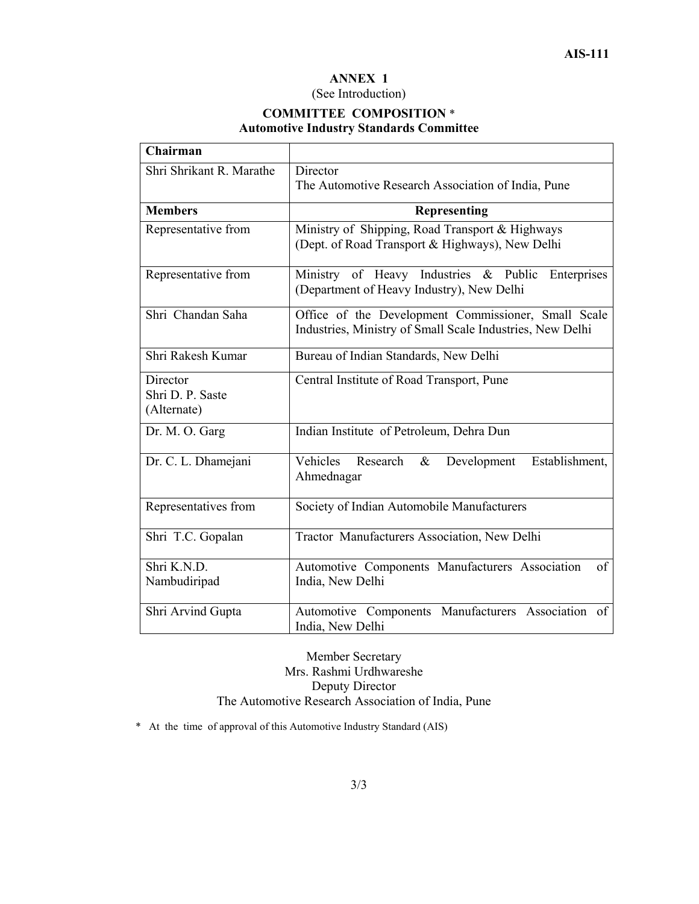## ANNEX 1

(See Introduction)

### COMMITTEE COMPOSITION *
### Automotive Industry Standards Committee

| **Chairman** | |
|---|---|
| Shri Shrikant R. Marathe | Director<br>The Automotive Research Association of India, Pune |
| **Members** | **Representing** |
| Representative from | Ministry of Shipping, Road Transport & Highways (Dept. of Road Transport & Highways), New Delhi |
| Representative from | Ministry of Heavy Industries & Public Enterprises (Department of Heavy Industry), New Delhi |
| Shri Chandan Saha | Office of the Development Commissioner, Small Scale Industries, Ministry of Small Scale Industries, New Delhi |
| Shri Rakesh Kumar | Bureau of Indian Standards, New Delhi |
| Director<br>Shri D. P. Saste (Alternate) | Central Institute of Road Transport, Pune |
| Dr. M. O. Garg | Indian Institute of Petroleum, Dehra Dun |
| Dr. C. L. Dhamejani | Vehicles Research & Development Establishment, Ahmednagar |
| Representatives from | Society of Indian Automobile Manufacturers |
| Shri T.C. Gopalan | Tractor Manufacturers Association, New Delhi |
| Shri K.N.D. Nambudiripad | Automotive Components Manufacturers Association of India, New Delhi |
| Shri Arvind Gupta | Automotive Components Manufacturers Association of India, New Delhi |

Member Secretary
Mrs. Rashmi Urdhwareshe
Deputy Director
The Automotive Research Association of India, Pune

\* At the time of approval of this Automotive Industry Standard (AIS)